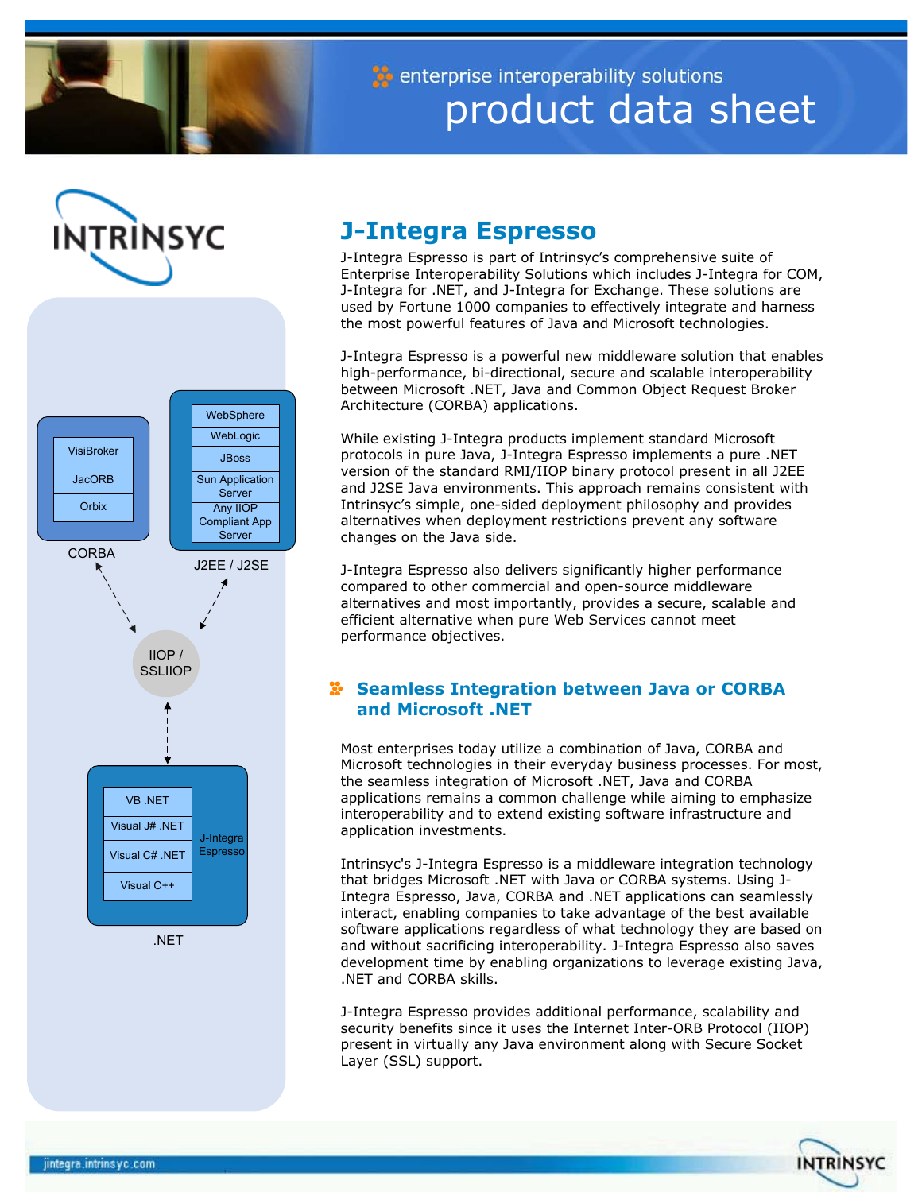enterprise interoperability solutions

product data sheet

# J-Integra Espresso

J-Integra Espresso is part of Intrinsyc's comprehensive suite of Enterprise Interoperability Solutions which includes J-Integra for COM, J-Integra for .NET, and J-Integra for Exchange. These solutions are used by Fortune 1000 companies to effectively integrate and harness the most powerful features of Java and Microsoft technologies.

J-Integra Espresso is a powerful new middleware solution that enables high-performance, bi-directional, secure and scalable interoperability between Microsoft .NET, Java and Common Object Request Broker Architecture (CORBA) applications.

While existing J-Integra products implement standard Microsoft protocols in pure Java, J-Integra Espresso implements a pure .NET version of the standard RMI/IIOP binary protocol present in all J2EE and J2SE Java environments. This approach remains consistent with Intrinsyc's simple, one-sided deployment philosophy and provides alternatives when deployment restrictions prevent any software changes on the Java side.

J-Integra Espresso also delivers significantly higher performance compared to other commercial and open-source middleware alternatives and most importantly, provides a secure, scalable and efficient alternative when pure Web Services cannot meet performance objectives.

## Seamless Integration between Java or CORBA and Microsoft .NET

Most enterprises today utilize a combination of Java, CORBA and Microsoft technologies in their everyday business processes. For most, the seamless integration of Microsoft .NET, Java and CORBA applications remains a common challenge while aiming to emphasize interoperability and to extend existing software infrastructure and application investments.

Intrinsyc's J-Integra Espresso is a middleware integration technology that bridges Microsoft .NET with Java or CORBA systems. Using J-Integra Espresso, Java, CORBA and .NET applications can seamlessly interact, enabling companies to take advantage of the best available software applications regardless of what technology they are based on and without sacrificing interoperability. J-Integra Espresso also saves development time by enabling organizations to leverage existing Java, .NET and CORBA skills.

J-Integra Espresso provides additional performance, scalability and security benefits since it uses the Internet Inter-ORB Protocol (IIOP) present in virtually any Java environment along with Secure Socket Layer (SSL) support.

CORBA: VisiBroker, JacORB, Orbix

J2EE / J2SE: WebSphere, WebLogic, JBoss, Sun Application Server, Any IIOP Compliant App Server

IIOP / SSLIIOP

.NET (J-Integra Espresso): VB .NET, Visual J# .NET, Visual C# .NET, Visual C++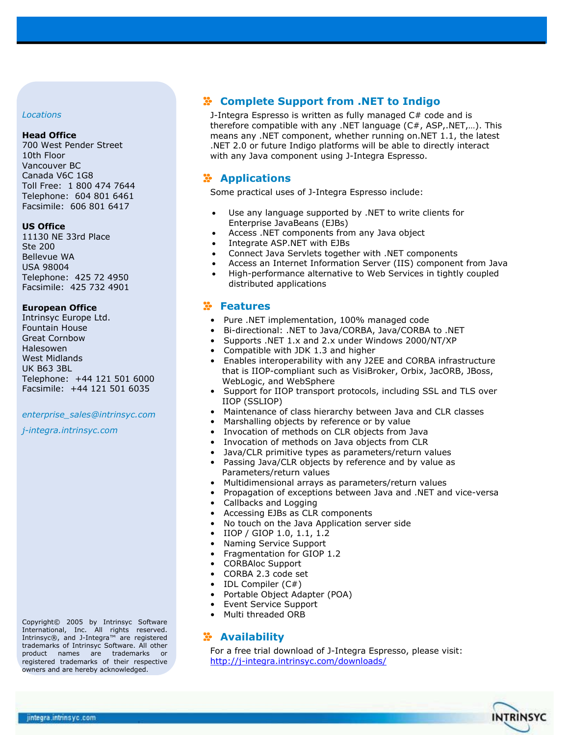*Locations*

**Head Office**
700 West Pender Street
10th Floor
Vancouver BC
Canada V6C 1G8
Toll Free: 1 800 474 7644
Telephone: 604 801 6461
Facsimile: 606 801 6417

**US Office**
11130 NE 33rd Place
Ste 200
Bellevue WA
USA 98004
Telephone: 425 72 4950
Facsimile: 425 732 4901

**European Office**
Intrinsyc Europe Ltd.
Fountain House
Great Cornbow
Halesowen
West Midlands
UK B63 3BL
Telephone: +44 121 501 6000
Facsimile: +44 121 501 6035

*enterprise_sales@intrinsyc.com*

*j-integra.intrinsyc.com*

Copyright© 2005 by Intrinsyc Software International, Inc. All rights reserved. Intrinsyc®, and J-Integra™ are registered trademarks of Intrinsyc Software. All other product names are trademarks or registered trademarks of their respective owners and are hereby acknowledged.

## Complete Support from .NET to Indigo

J-Integra Espresso is written as fully managed C# code and is therefore compatible with any .NET language (C#, ASP,.NET,…). This means any .NET component, whether running on.NET 1.1, the latest .NET 2.0 or future Indigo platforms will be able to directly interact with any Java component using J-Integra Espresso.

## Applications

Some practical uses of J-Integra Espresso include:

- Use any language supported by .NET to write clients for Enterprise JavaBeans (EJBs)
- Access .NET components from any Java object
- Integrate ASP.NET with EJBs
- Connect Java Servlets together with .NET components
- Access an Internet Information Server (IIS) component from Java
- High-performance alternative to Web Services in tightly coupled distributed applications

## Features

- Pure .NET implementation, 100% managed code
- Bi-directional: .NET to Java/CORBA, Java/CORBA to .NET
- Supports .NET 1.x and 2.x under Windows 2000/NT/XP
- Compatible with JDK 1.3 and higher
- Enables interoperability with any J2EE and CORBA infrastructure that is IIOP-compliant such as VisiBroker, Orbix, JacORB, JBoss, WebLogic, and WebSphere
- Support for IIOP transport protocols, including SSL and TLS over IIOP (SSLIOP)
- Maintenance of class hierarchy between Java and CLR classes
- Marshalling objects by reference or by value
- Invocation of methods on CLR objects from Java
- Invocation of methods on Java objects from CLR
- Java/CLR primitive types as parameters/return values
- Passing Java/CLR objects by reference and by value as Parameters/return values
- Multidimensional arrays as parameters/return values
- Propagation of exceptions between Java and .NET and vice-versa
- Callbacks and Logging
- Accessing EJBs as CLR components
- No touch on the Java Application server side
- IIOP / GIOP 1.0, 1.1, 1.2
- Naming Service Support
- Fragmentation for GIOP 1.2
- CORBAloc Support
- CORBA 2.3 code set
- IDL Compiler (C#)
- Portable Object Adapter (POA)
- Event Service Support
- Multi threaded ORB

## Availability

For a free trial download of J-Integra Espresso, please visit:
http://j-integra.intrinsyc.com/downloads/